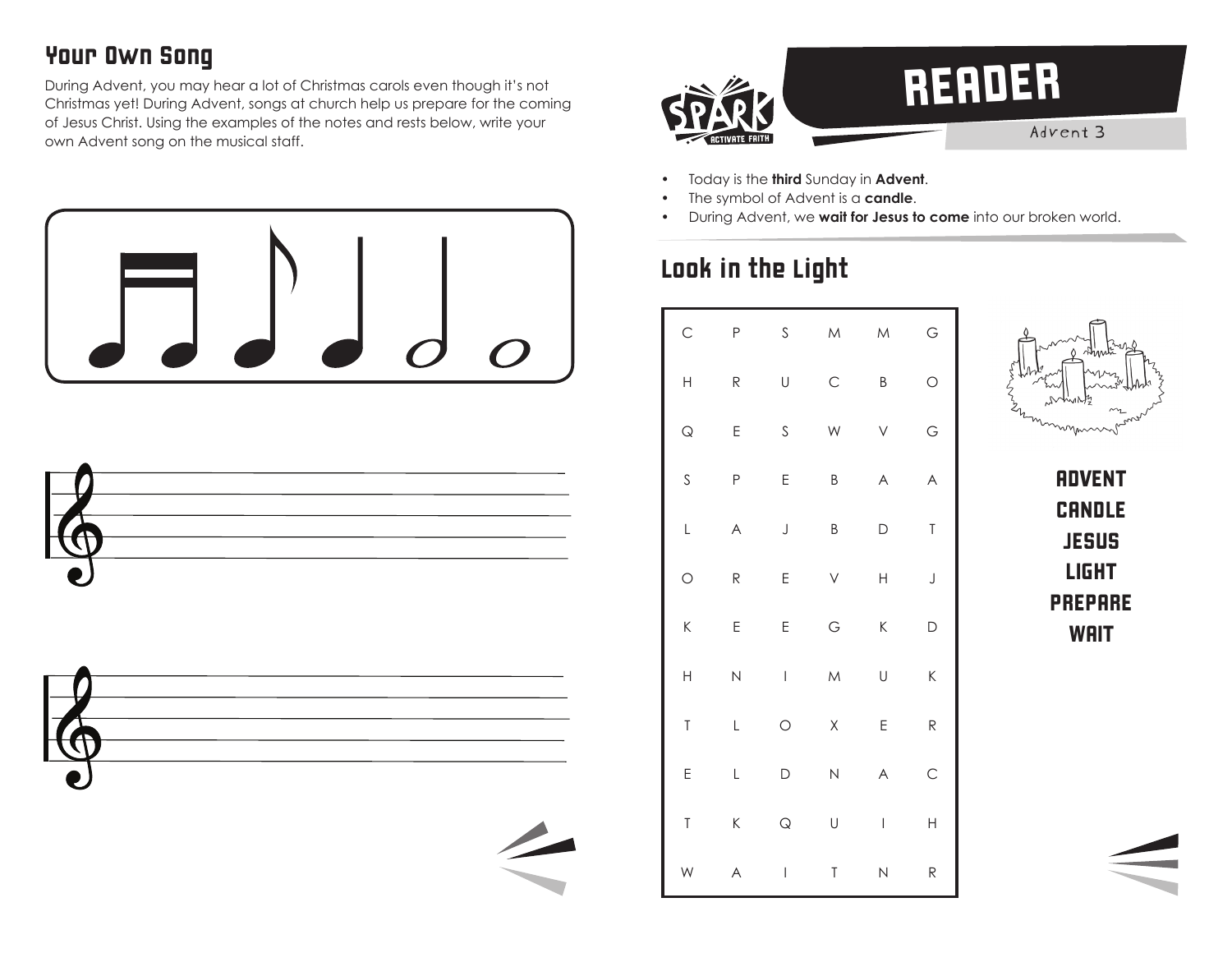## Your Own Song

During Advent, you may hear a lot of Christmas carols even though it's not Christmas yet! During Advent, songs at church help us prepare for the coming of Jesus Christ. Using the examples of the notes and rests below, write your own Advent song on the musical staff.

# READER

Advent 3

- Today is the **third** Sunday in **Advent**.
- The symbol of Advent is a **candle**.
- During Advent, we **wait for Jesus to come** into our broken world.

## Look in the Light

| | | | | | |
|---|---|---|---|---|---|
| C | P | S | M | M | G |
| H | R | U | C | B | O |
| Q | E | S | W | V | G |
| S | P | E | B | A | A |
| L | A | J | B | D | T |
| O | R | E | V | H | J |
| K | E | E | G | K | D |
| H | N | I | M | U | K |
| T | L | O | X | E | R |
| E | L | D | N | A | C |
| T | K | Q | U | I | H |
| W | A | I | T | N | R |

ADVENT
CANDLE
JESUS
LIGHT
PREPARE
WAIT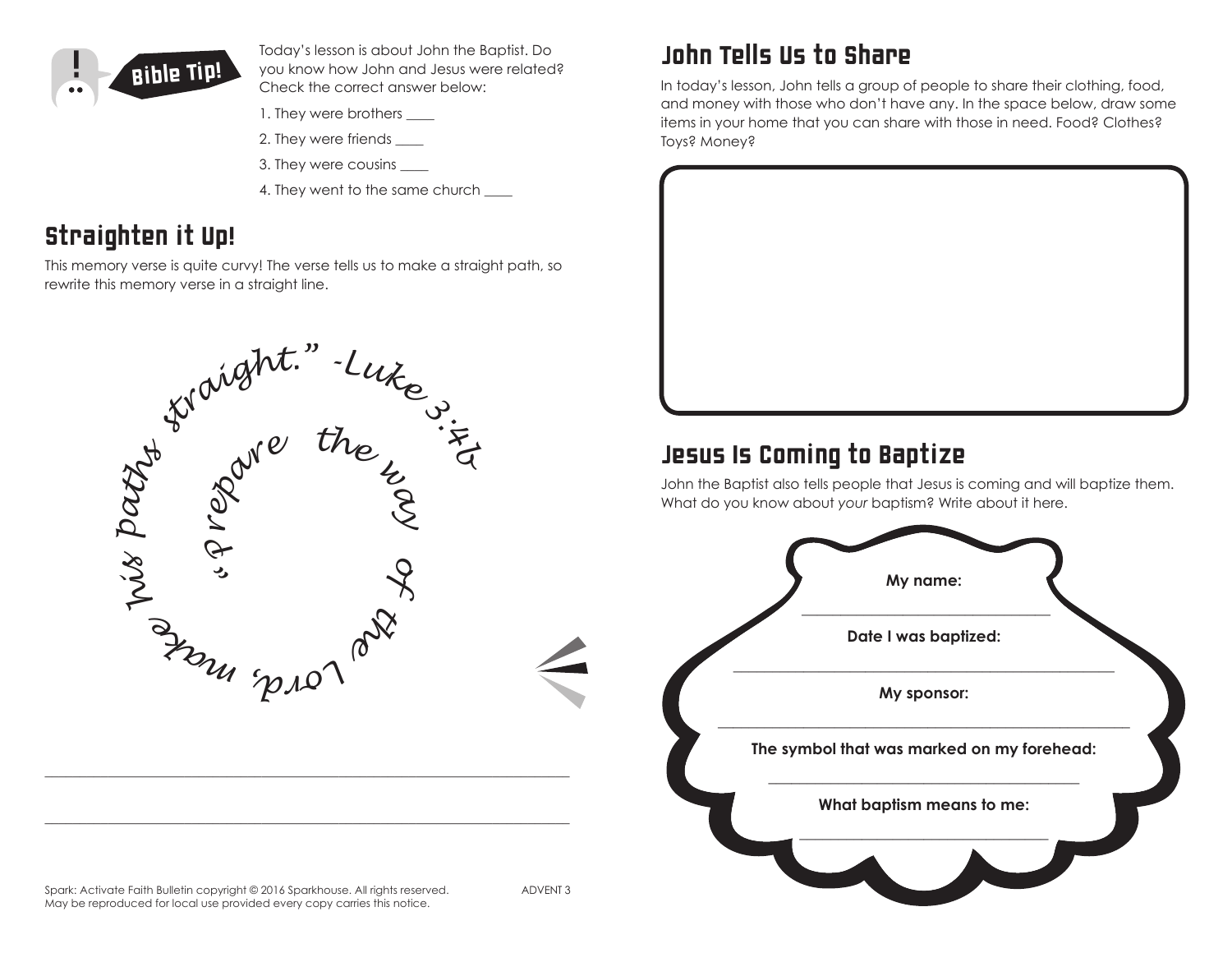**Bible Tip!**

Today's lesson is about John the Baptist. Do you know how John and Jesus were related? Check the correct answer below:

1. They were brothers ____
2. They were friends ____
3. They were cousins ____
4. They went to the same church ____

## Straighten it Up!

This memory verse is quite curvy! The verse tells us to make a straight path, so rewrite this memory verse in a straight line.

"Prepare the way of the Lord, make his paths straight." -Luke 3:4b

______________________________________________________________________

______________________________________________________________________

## John Tells Us to Share

In today's lesson, John tells a group of people to share their clothing, food, and money with those who don't have any. In the space below, draw some items in your home that you can share with those in need. Food? Clothes? Toys? Money?

## Jesus Is Coming to Baptize

John the Baptist also tells people that Jesus is coming and will baptize them. What do you know about *your* baptism? Write about it here.

**My name:**

______________________________

**Date I was baptized:**

______________________________

**My sponsor:**

______________________________

**The symbol that was marked on my forehead:**

______________________________

**What baptism means to me:**

______________________________

Spark: Activate Faith Bulletin copyright © 2016 Sparkhouse. All rights reserved. May be reproduced for local use provided every copy carries this notice.

ADVENT 3